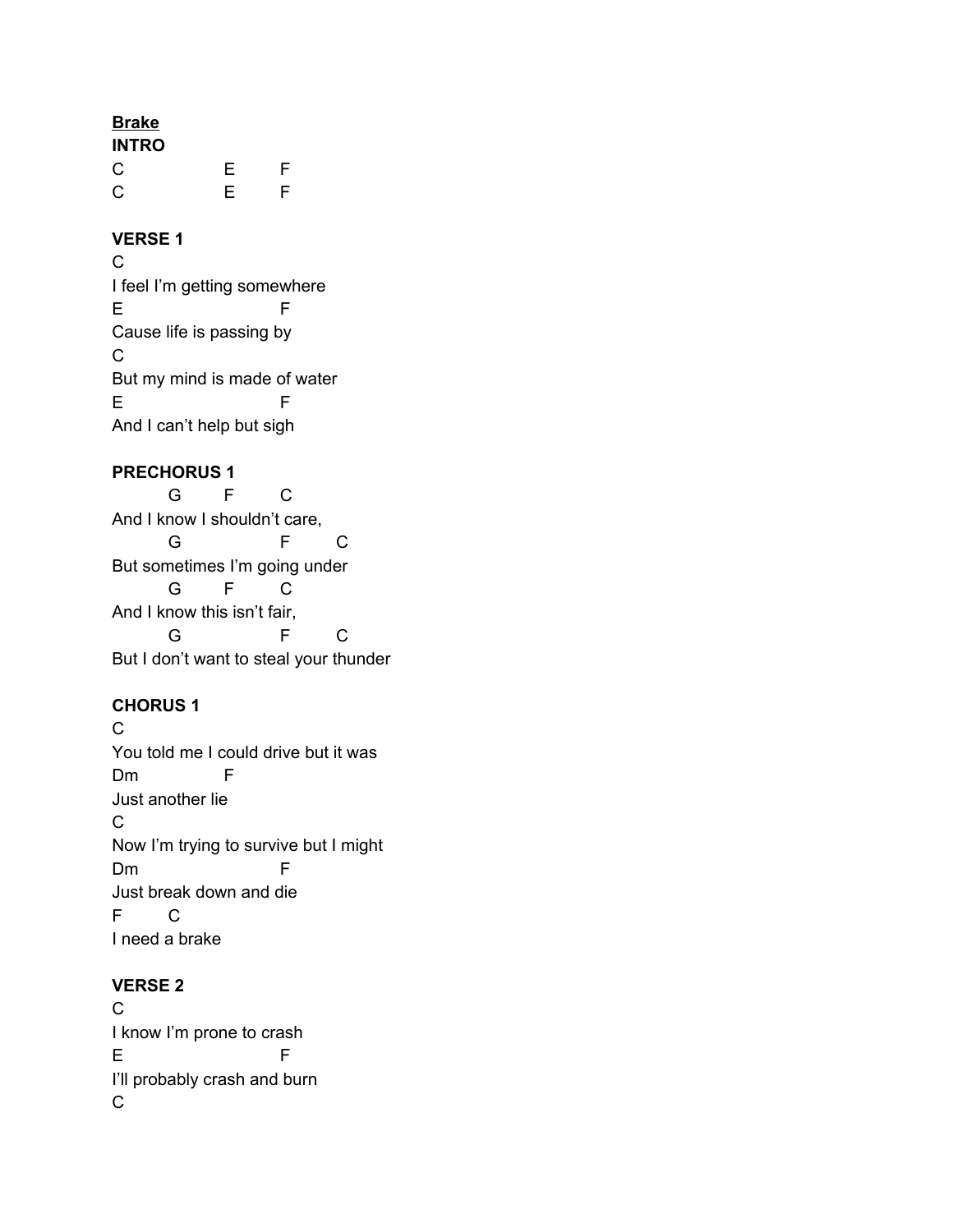**<u>Brake</u>**

**INTRO**

```
C               E       F
C               E       F
```

**VERSE 1**

```
C
I feel I'm getting somewhere
E                       F
Cause life is passing by
C
But my mind is made of water
E                       F
And I can't help but sigh
```

**PRECHORUS 1**

```
         G       F       C
And I know I shouldn't care,
         G               F       C
But sometimes I'm going under
         G       F       C
And I know this isn't fair,
         G               F       C
But I don't want to steal your thunder
```

**CHORUS 1**

```
C
You told me I could drive but it was
Dm              F
Just another lie
C
Now I'm trying to survive but I might
Dm                      F
Just break down and die
F       C
I need a brake
```

**VERSE 2**

```
C
I know I'm prone to crash
E                       F
I'll probably crash and burn
C
```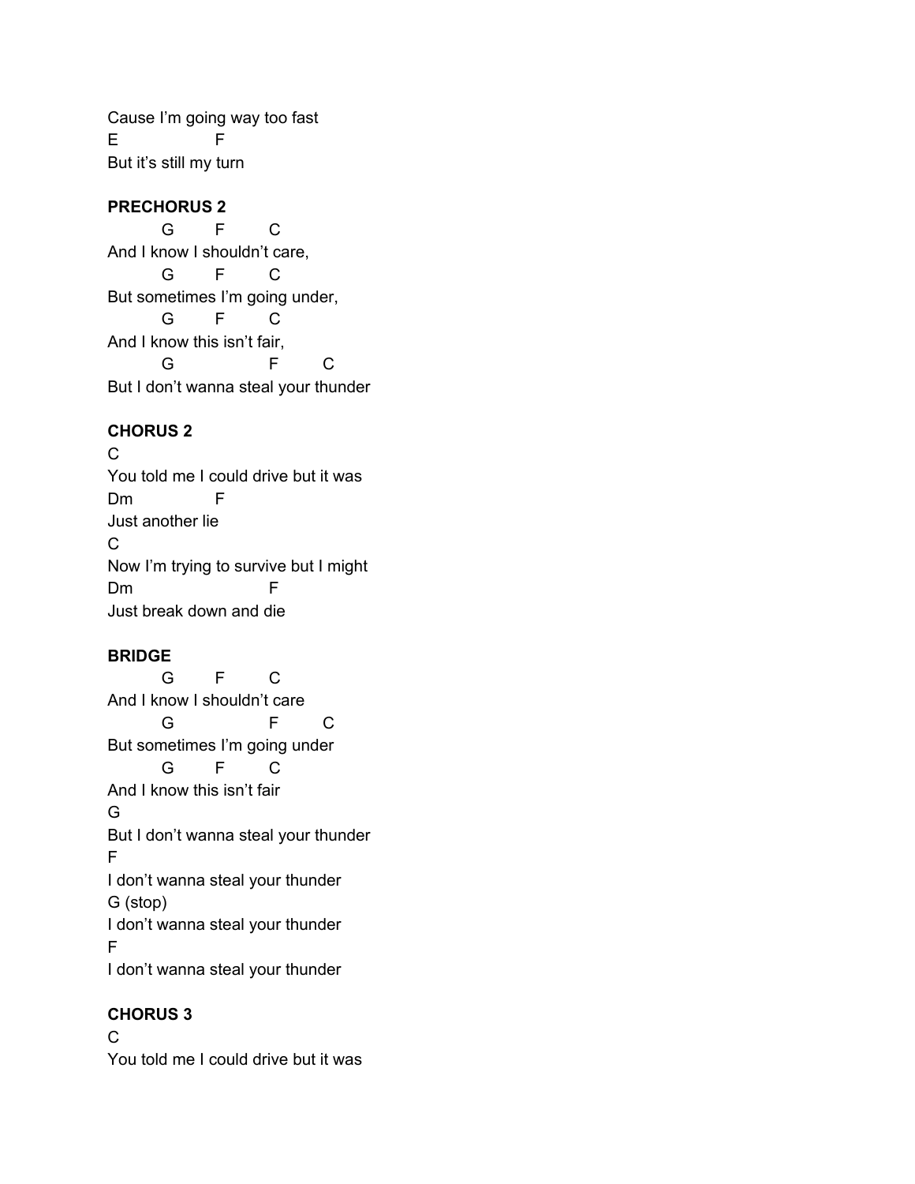```
Cause I'm going way too fast
E                F
But it's still my turn
```

**PRECHORUS 2**

```
         G        F        C
And I know I shouldn't care,
         G        F        C
But sometimes I'm going under,
         G        F        C
And I know this isn't fair,
         G                  F        C
But I don't wanna steal your thunder
```

**CHORUS 2**

```
C
You told me I could drive but it was
Dm              F
Just another lie
C
Now I'm trying to survive but I might
Dm                      F
Just break down and die
```

**BRIDGE**

```
         G        F        C
And I know I shouldn't care
         G                  F        C
But sometimes I'm going under
         G        F        C
And I know this isn't fair
G
But I don't wanna steal your thunder
F
I don't wanna steal your thunder
G (stop)
I don't wanna steal your thunder
F
I don't wanna steal your thunder
```

**CHORUS 3**

```
C
You told me I could drive but it was
```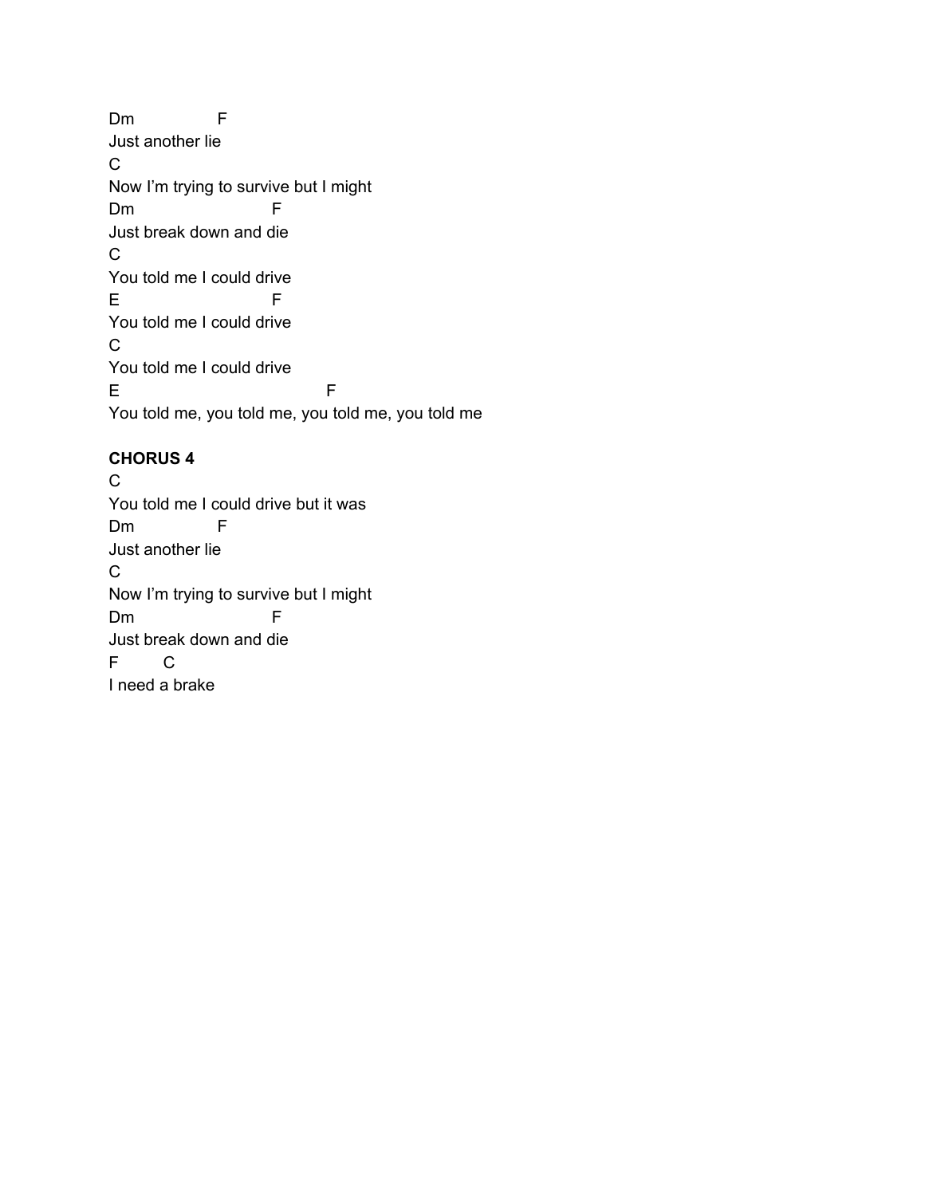```
Dm                F
Just another lie
C
Now I'm trying to survive but I might
Dm                      F
Just break down and die
C
You told me I could drive
E                       F
You told me I could drive
C
You told me I could drive
E                                 F
You told me, you told me, you told me, you told me
```

**CHORUS 4**

```
C
You told me I could drive but it was
Dm                F
Just another lie
C
Now I'm trying to survive but I might
Dm                      F
Just break down and die
F        C
I need a brake
```